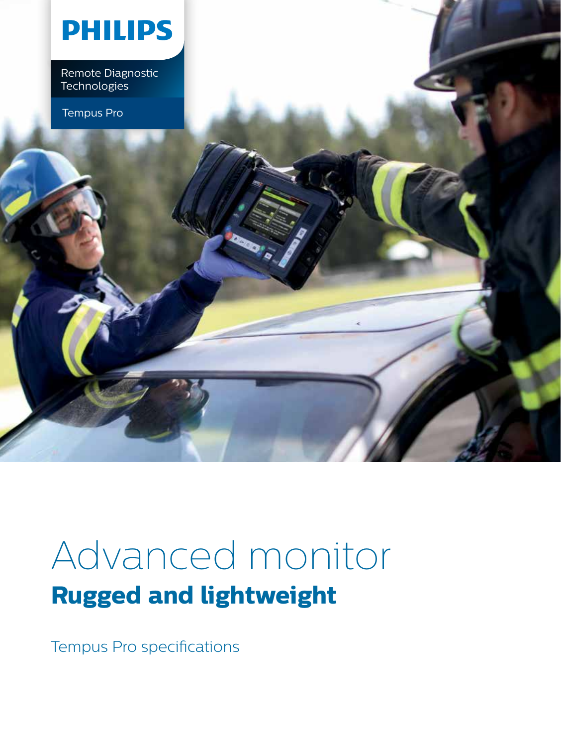PHILIPS

Remote Diagnostic Technologies

Tempus Pro

# Advanced monitor

## Rugged and lightweight

Tempus Pro specifications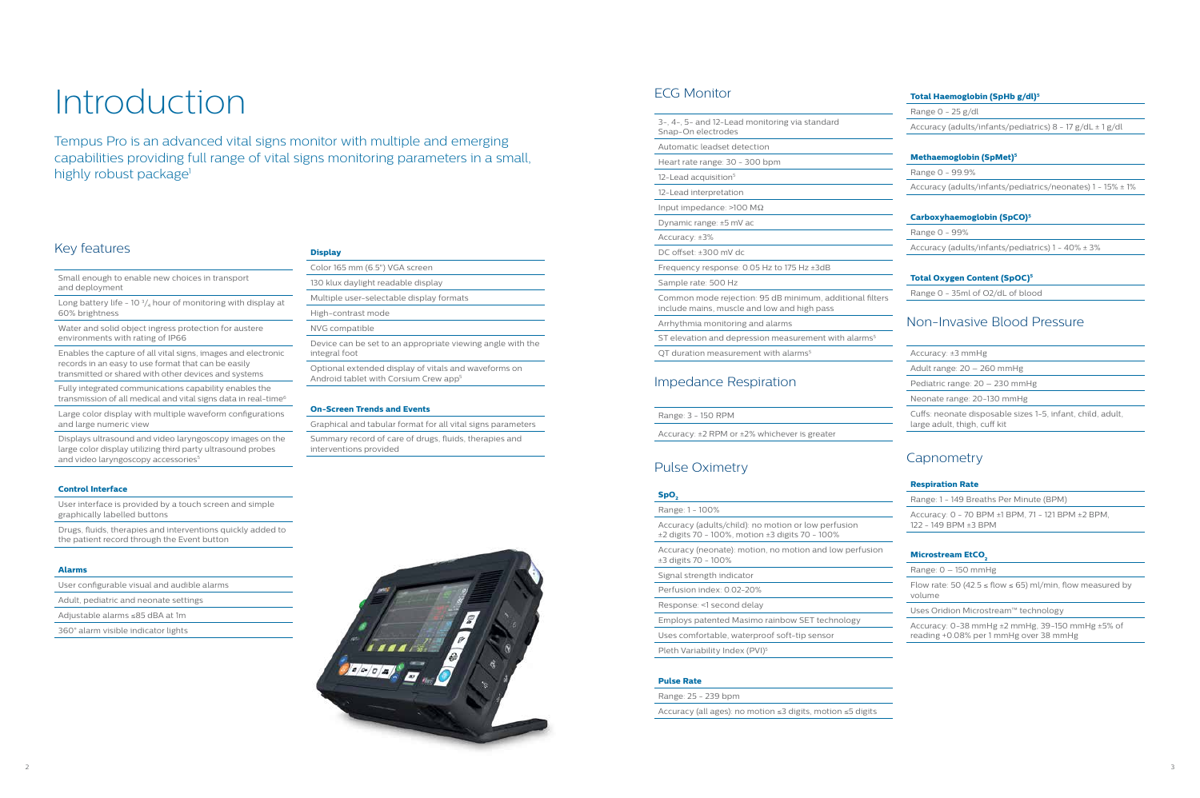# Introduction

Tempus Pro is an advanced vital signs monitor with multiple and emerging capabilities providing full range of vital signs monitoring parameters in a small, highly robust package[1]

## Key features

- Small enough to enable new choices in transport and deployment
- Long battery life - 10 ¾ hour of monitoring with display at 60% brightness
- Water and solid object ingress protection for austere environments with rating of IP66
- Enables the capture of all vital signs, images and electronic records in an easy to use format that can be easily transmitted or shared with other devices and systems
- Fully integrated communications capability enables the transmission of all medical and vital signs data in real-time[6]
- Large color display with multiple waveform configurations and large numeric view
- Displays ultrasound and video laryngoscopy images on the large color display utilizing third party ultrasound probes and video laryngoscopy accessories[5]

**Control Interface**

- User interface is provided by a touch screen and simple graphically labelled buttons
- Drugs, fluids, therapies and interventions quickly added to the patient record through the Event button

**Alarms**

- User configurable visual and audible alarms
- Adult, pediatric and neonate settings
- Adjustable alarms ≤85 dBA at 1m
- 360° alarm visible indicator lights

**Display**

- Color 165 mm (6.5") VGA screen
- 130 klux daylight readable display
- Multiple user-selectable display formats
- High-contrast mode
- NVG compatible
- Device can be set to an appropriate viewing angle with the integral foot
- Optional extended display of vitals and waveforms on Android tablet with Corsium Crew app[5]

**On-Screen Trends and Events**

- Graphical and tabular format for all vital signs parameters
- Summary record of care of drugs, fluids, therapies and interventions provided

## ECG Monitor

- 3-, 4-, 5- and 12-Lead monitoring via standard Snap-On electrodes
- Automatic leadset detection
- Heart rate range: 30 - 300 bpm
- 12-Lead acquisition[5]
- 12-Lead interpretation
- Input impedance: >100 MΩ
- Dynamic range: ±5 mV ac
- Accuracy: ±3%
- DC offset: ±300 mV dc
- Frequency response: 0.05 Hz to 175 Hz ±3dB
- Sample rate: 500 Hz
- Common mode rejection: 95 dB minimum, additional filters include mains, muscle and low and high pass
- Arrhythmia monitoring and alarms
- ST elevation and depression measurement with alarms[5]
- QT duration measurement with alarms[5]

## Impedance Respiration

- Range: 3 - 150 RPM
- Accuracy: ±2 RPM or ±2% whichever is greater

## Pulse Oximetry

**$SpO_2$**

- Range: 1 - 100%
- Accuracy (adults/child): no motion or low perfusion ±2 digits 70 - 100%, motion ±3 digits 70 - 100%
- Accuracy (neonate): motion, no motion and low perfusion ±3 digits 70 - 100%
- Signal strength indicator
- Perfusion index: 0.02-20%
- Response: <1 second delay
- Employs patented Masimo rainbow SET technology
- Uses comfortable, waterproof soft-tip sensor
- Pleth Variability Index (PVI)[5]

**Pulse Rate**

- Range: 25 - 239 bpm
- Accuracy (all ages): no motion ≤3 digits, motion ≤5 digits

**Total Haemoglobin (SpHb g/dl)[5]**

- Range 0 - 25 g/dl
- Accuracy (adults/infants/pediatrics) 8 - 17 g/dL ± 1 g/dl

**Methaemoglobin (SpMet)[5]**

- Range 0 - 99.9%
- Accuracy (adults/infants/pediatrics/neonates) 1 - 15% ± 1%

**Carboxyhaemoglobin (SpCO)[5]**

- Range 0 - 99%
- Accuracy (adults/infants/pediatrics) 1 - 40% ± 3%

**Total Oxygen Content (SpOC)[5]**

- Range 0 - 35ml of O2/dL of blood

## Non-Invasive Blood Pressure

- Accuracy: ±3 mmHg
- Adult range: 20 – 260 mmHg
- Pediatric range: 20 – 230 mmHg
- Neonate range: 20-130 mmHg
- Cuffs: neonate disposable sizes 1-5, infant, child, adult, large adult, thigh, cuff kit

## Capnometry

**Respiration Rate**

- Range: 1 - 149 Breaths Per Minute (BPM)
- Accuracy: 0 - 70 BPM ±1 BPM, 71 - 121 BPM ±2 BPM, 122 - 149 BPM ±3 BPM

**Microstream $EtCO_2$**

- Range: 0 – 150 mmHg
- Flow rate: 50 (42.5 ≤ flow ≤ 65) ml/min, flow measured by volume
- Uses Oridion Microstream™ technology
- Accuracy: 0-38 mmHg ±2 mmHg, 39-150 mmHg ±5% of reading +0.08% per 1 mmHg over 38 mmHg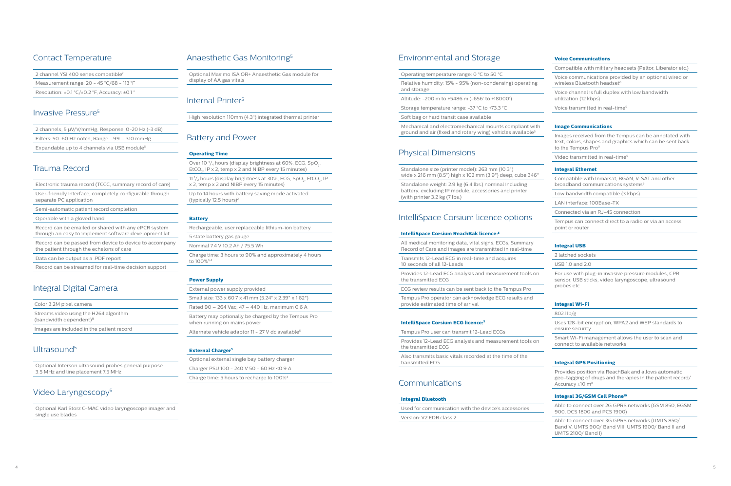## Contact Temperature

2 channel YSI 400 series compatible[7]

Measurement range: 20 - 45 °C/68 - 113 °F

Resolution: ±0.1 °C/±0.2 °F, Accuracy: ±0.1 °

## Invasive Pressure[5]

2 channels, 5 µV/V/mmHg, Response: 0-20 Hz (-3 dB)

Filters: 50-60 Hz notch, Range: -99 – 310 mmHg

Expandable up to 4 channels via USB module[5]

## Trauma Record

Electronic trauma record (TCCC, summary record of care)

User-friendly interface, completely configurable through separate PC application

Semi-automatic patient record completion

Operable with a gloved hand

Record can be emailed or shared with any ePCR system through an easy to implement software development kit

Record can be passed from device to device to accompany the patient through the echelons of care

Data can be output as a .PDF report

Record can be streamed for real-time decision support

## Integral Digital Camera

Color 3.2M pixel camera

Streams video using the H264 algorithm (bandwidth dependent)[9]

Images are included in the patient record

## Ultrasound[5]

Optional Interson ultrasound probes general purpose 3.5 MHz and line placement 7.5 MHz

## Video Laryngoscopy[5]

Optional Karl Storz C-MAC video laryngoscope imager and single use blades

## Anaesthetic Gas Monitoring[5]

Optional Masimo ISA OR+ Anaesthetic Gas module for display of AA gas vitals

## Internal Printer[5]

High resolution 110mm (4.3") integrated thermal printer

## Battery and Power

**Operating Time**

Over 10 $^3/_4$ hours (display brightness at 60%, ECG, $SpO_2$, $EtCO_2$, IP x 2, temp x 2 and NIBP every 15 minutes)

11 $^1/_2$ hours (display brightness at 30%, ECG, $SpO_2$, $EtCO_2$, IP x 2, temp x 2 and NIBP every 15 minutes)

Up to 14 hours with battery saving mode activated (typically 12.5 hours)[2]

**Battery**

Rechargeable, user replaceable lithium-ion battery

5 state battery gas gauge

Nominal 7.4 V 10.2 Ah / 75.5 Wh

Charge time: 3 hours to 90% and approximately 4 hours to 100%[3,4]

**Power Supply**

External power supply provided

Small size: 133 x 60.7 x 41 mm (5.24" x 2.39" x 1.62")

Rated 90 – 264 Vac, 47 – 440 Hz, maximum 0.6 A

Battery may optionally be charged by the Tempus Pro when running on mains power

Alternate vehicle adaptor 11 - 27 V dc available[5]

**External Charger[5]**

Optional external single bay battery charger

Charger PSU 100 - 240 V 50 – 60 Hz <0.9 A

Charge time: 5 hours to recharge to 100%[3]

## Environmental and Storage

Operating temperature range: 0 °C to 50 °C

Relative humidity: 15% - 95% (non-condensing) operating and storage

Altitude: -200 m to +5486 m (-656' to +18000')

Storage temperature range: -37 °C to +73.3 °C

Soft bag or hard transit case available

Mechanical and electromechanical mounts compliant with ground and air (fixed and rotary wing) vehicles available[5]

## Physical Dimensions

Standalone size (printer model): 263 mm (10.3") wide x 216 mm (8.5") high x 102 mm (3.9") deep, cube 346"

Standalone weight: 2.9 kg (6.4 lbs.) nominal including battery, excluding IP module, accessories and printer (with printer 3.2 kg (7 lbs.)

## IntelliSpace Corsium licence options

**IntelliSpace Corsium ReachBak licence:[5]**

All medical monitoring data, vital signs, ECGs, Summary Record of Care and images are transmitted in real-time

Transmits 12-Lead ECG in real-time and acquires 10 seconds of all 12-Leads

Provides 12-Lead ECG analysis and measurement tools on the transmitted ECG

ECG review results can be sent back to the Tempus Pro

Tempus Pro operator can acknowledge ECG results and provide estimated time of arrival

**IntelliSpace Corsium ECG licence:[5]**

Tempus Pro user can transmit 12-Lead ECGs

Provides 12-Lead ECG analysis and measurement tools on the transmitted ECG

Also transmits basic vitals recorded at the time of the transmitted ECG

## Communications

**Integral Bluetooth**

Used for communication with the device's accessories

Version: V2 EDR class 2

**Voice Communications**

Compatible with military headsets (Peltor, Liberator etc.)

Voice communications provided by an optional wired or wireless Bluetooth headset[6]

Voice channel is full duplex with low bandwidth utilization (12 kbps)

Voice transmitted in real-time[9]

**Image Communications**

Images received from the Tempus can be annotated with text, colors, shapes and graphics which can be sent back to the Tempus Pro[9]

Video transmitted in real-time[9]

**Integral Ethernet**

Compatible with Inmarsat, BGAN, V-SAT and other broadband communications systems[6]

Low bandwidth compatible (3 kbps)

LAN interface: 100Base-TX

Connected via an RJ-45 connection

Tempus can connect direct to a radio or via an access point or router

**Integral USB**

2 latched sockets

USB 1.0 and 2.0

For use with plug-in invasive pressure modules, CPR sensor, USB sticks, video laryngoscope, ultrasound probes etc

**Integral Wi-Fi**

802.11b/g

Uses 128-bit encryption, WPA2 and WEP standards to ensure security

Smart Wi-Fi management allows the user to scan and connect to available networks

**Integral GPS Positioning**

Provides position via ReachBak and allows automatic geo-tagging of drugs and therapies in the patient record/ Accuracy ±10 m[8]

**Integral 3G/GSM Cell Phone[10]**

Able to connect over 2G GPRS networks (GSM 850, EGSM 900, DCS 1800 and PCS 1900)

Able to connect over 3G GPRS networks (UMTS 850/ Band V, UMTS 900/ Band VIII, UMTS 1900/ Band II and UMTS 2100/ Band I)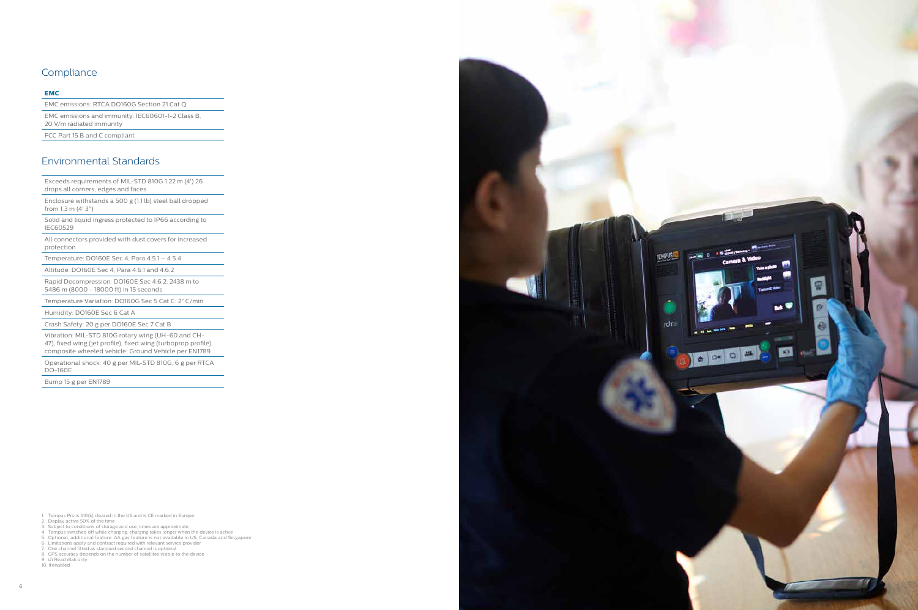## Compliance

**EMC**

EMC emissions: RTCA DO160G Section 21 Cat Q

EMC emissions and immunity: IEC60601-1-2 Class B, 20 V/m radiated immunity

FCC Part 15 B and C compliant

## Environmental Standards

Exceeds requirements of MIL-STD 810G 1.22 m (4') 26 drops all corners, edges and faces

Enclosure withstands a 500 g (1.1 lb) steel ball dropped from 1.3 m (4' 3")

Solid and liquid ingress protected to IP66 according to IEC60529

All connectors provided with dust covers for increased protection

Temperature: DO160E Sec 4, Para 4.5.1 – 4.5.4

Altitude: DO160E Sec 4, Para 4.6.1 and 4.6.2

Rapid Decompression: DO160E Sec 4.6.2, 2438 m to 5486 m (8000 - 18000 ft) in 15 seconds

Temperature Variation: DO160G Sec 5 Cat C: 2° C/min

Humidity: DO160E Sec 6 Cat A

Crash Safety: 20 g per DO160E Sec 7 Cat B

Vibration: MIL-STD 810G rotary wing (UH-60 and CH-47), fixed wing (jet profile), fixed wing (turboprop profile), composite wheeled vehicle; Ground Vehicle per EN1789

Operational shock: 40 g per MIL-STD 810G, 6 g per RTCA DO-160E

Bump 15 g per EN1789

1. Tempus Pro is 510(k) cleared in the US and is CE marked in Europe
2. Display active 50% of the time
3. Subject to conditions of storage and use, times are approximate
4. Tempus switched off while charging, charging takes longer when the device is active
5. Optional, additional feature. AA gas feature is not available in US, Canada and Singapore
6. Limitations apply and contract required with relevant service provider
7. One channel fitted as standard second channel is optional
8. GPS accuracy depends on the number of satellites visible to the device
9. i2i ReachBak only
10. If enabled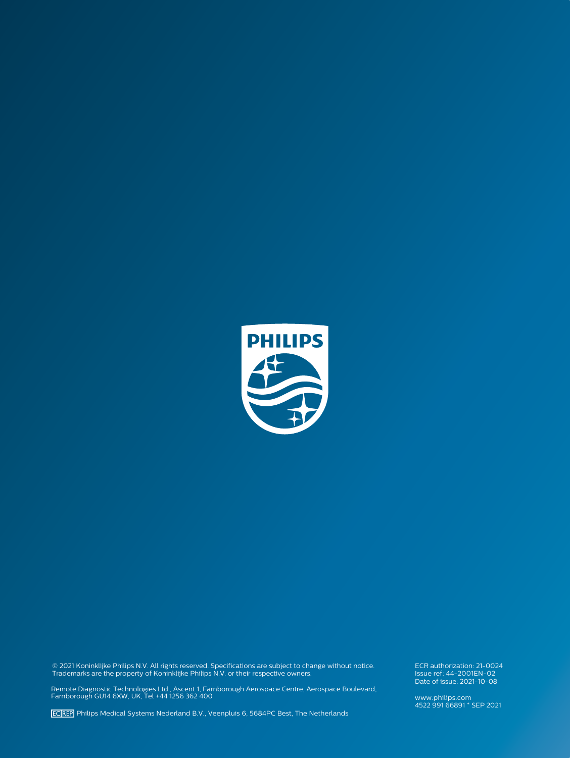© 2021 Koninklijke Philips N.V. All rights reserved. Specifications are subject to change without notice. Trademarks are the property of Koninklijke Philips N.V. or their respective owners.

Remote Diagnostic Technologies Ltd., Ascent 1, Farnborough Aerospace Centre, Aerospace Boulevard, Farnborough GU14 6XW, UK, Tel +44 1256 362 400

EC REP Philips Medical Systems Nederland B.V., Veenpluis 6, 5684PC Best, The Netherlands

ECR authorization: 21-0024
Issue ref: 44-2001EN-02
Date of issue: 2021-10-08

www.philips.com
4522 991 66891 * SEP 2021